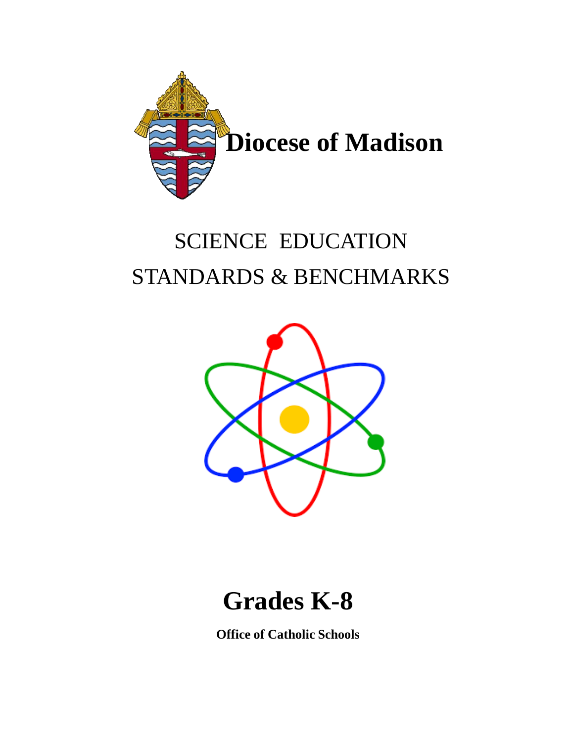# Diocese of Madison

SCIENCE EDUCATION

STANDARDS & BENCHMARKS

# Grades K-8

**Office of Catholic Schools**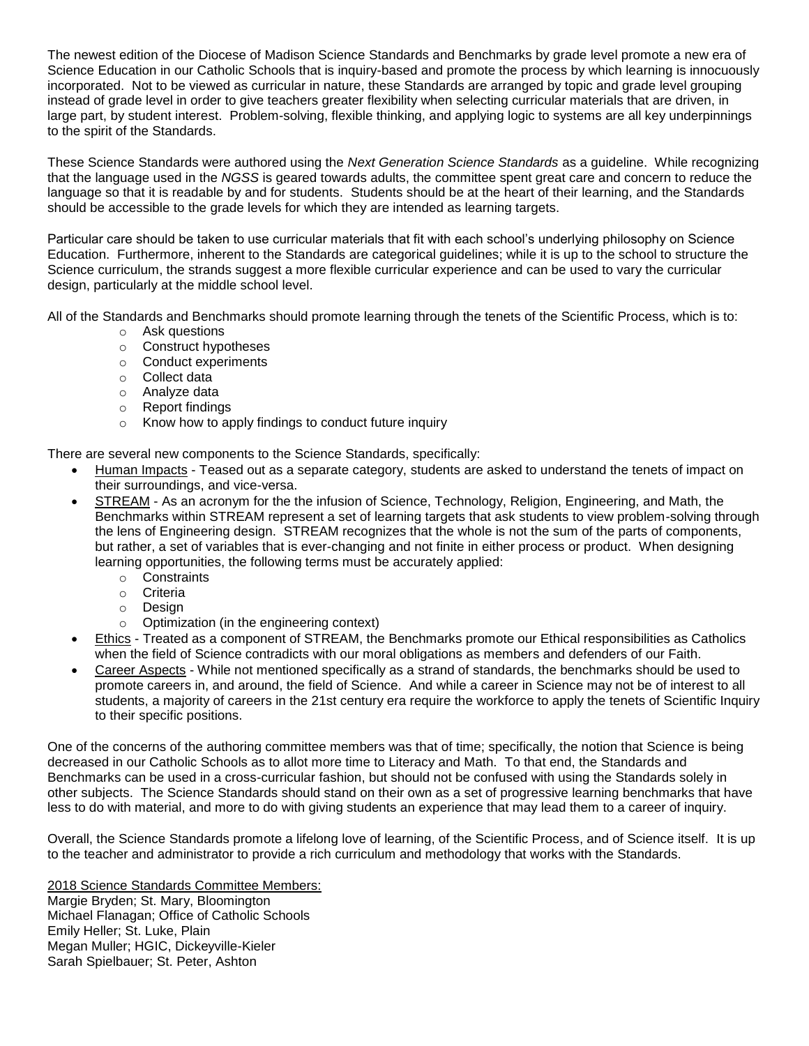The newest edition of the Diocese of Madison Science Standards and Benchmarks by grade level promote a new era of Science Education in our Catholic Schools that is inquiry-based and promote the process by which learning is innocuously incorporated. Not to be viewed as curricular in nature, these Standards are arranged by topic and grade level grouping instead of grade level in order to give teachers greater flexibility when selecting curricular materials that are driven, in large part, by student interest. Problem-solving, flexible thinking, and applying logic to systems are all key underpinnings to the spirit of the Standards.

These Science Standards were authored using the *Next Generation Science Standards* as a guideline. While recognizing that the language used in the *NGSS* is geared towards adults, the committee spent great care and concern to reduce the language so that it is readable by and for students. Students should be at the heart of their learning, and the Standards should be accessible to the grade levels for which they are intended as learning targets.

Particular care should be taken to use curricular materials that fit with each school's underlying philosophy on Science Education. Furthermore, inherent to the Standards are categorical guidelines; while it is up to the school to structure the Science curriculum, the strands suggest a more flexible curricular experience and can be used to vary the curricular design, particularly at the middle school level.

All of the Standards and Benchmarks should promote learning through the tenets of the Scientific Process, which is to:

- Ask questions
- Construct hypotheses
- Conduct experiments
- Collect data
- Analyze data
- Report findings
- Know how to apply findings to conduct future inquiry

There are several new components to the Science Standards, specifically:

- <u>Human Impacts</u> - Teased out as a separate category, students are asked to understand the tenets of impact on their surroundings, and vice-versa.
- <u>STREAM</u> - As an acronym for the the infusion of Science, Technology, Religion, Engineering, and Math, the Benchmarks within STREAM represent a set of learning targets that ask students to view problem-solving through the lens of Engineering design. STREAM recognizes that the whole is not the sum of the parts of components, but rather, a set of variables that is ever-changing and not finite in either process or product. When designing learning opportunities, the following terms must be accurately applied:
  - Constraints
  - Criteria
  - Design
  - Optimization (in the engineering context)
- <u>Ethics</u> - Treated as a component of STREAM, the Benchmarks promote our Ethical responsibilities as Catholics when the field of Science contradicts with our moral obligations as members and defenders of our Faith.
- <u>Career Aspects</u> - While not mentioned specifically as a strand of standards, the benchmarks should be used to promote careers in, and around, the field of Science. And while a career in Science may not be of interest to all students, a majority of careers in the 21st century era require the workforce to apply the tenets of Scientific Inquiry to their specific positions.

One of the concerns of the authoring committee members was that of time; specifically, the notion that Science is being decreased in our Catholic Schools as to allot more time to Literacy and Math. To that end, the Standards and Benchmarks can be used in a cross-curricular fashion, but should not be confused with using the Standards solely in other subjects. The Science Standards should stand on their own as a set of progressive learning benchmarks that have less to do with material, and more to do with giving students an experience that may lead them to a career of inquiry.

Overall, the Science Standards promote a lifelong love of learning, of the Scientific Process, and of Science itself. It is up to the teacher and administrator to provide a rich curriculum and methodology that works with the Standards.

<u>2018 Science Standards Committee Members:</u>
Margie Bryden; St. Mary, Bloomington
Michael Flanagan; Office of Catholic Schools
Emily Heller; St. Luke, Plain
Megan Muller; HGIC, Dickeyville-Kieler
Sarah Spielbauer; St. Peter, Ashton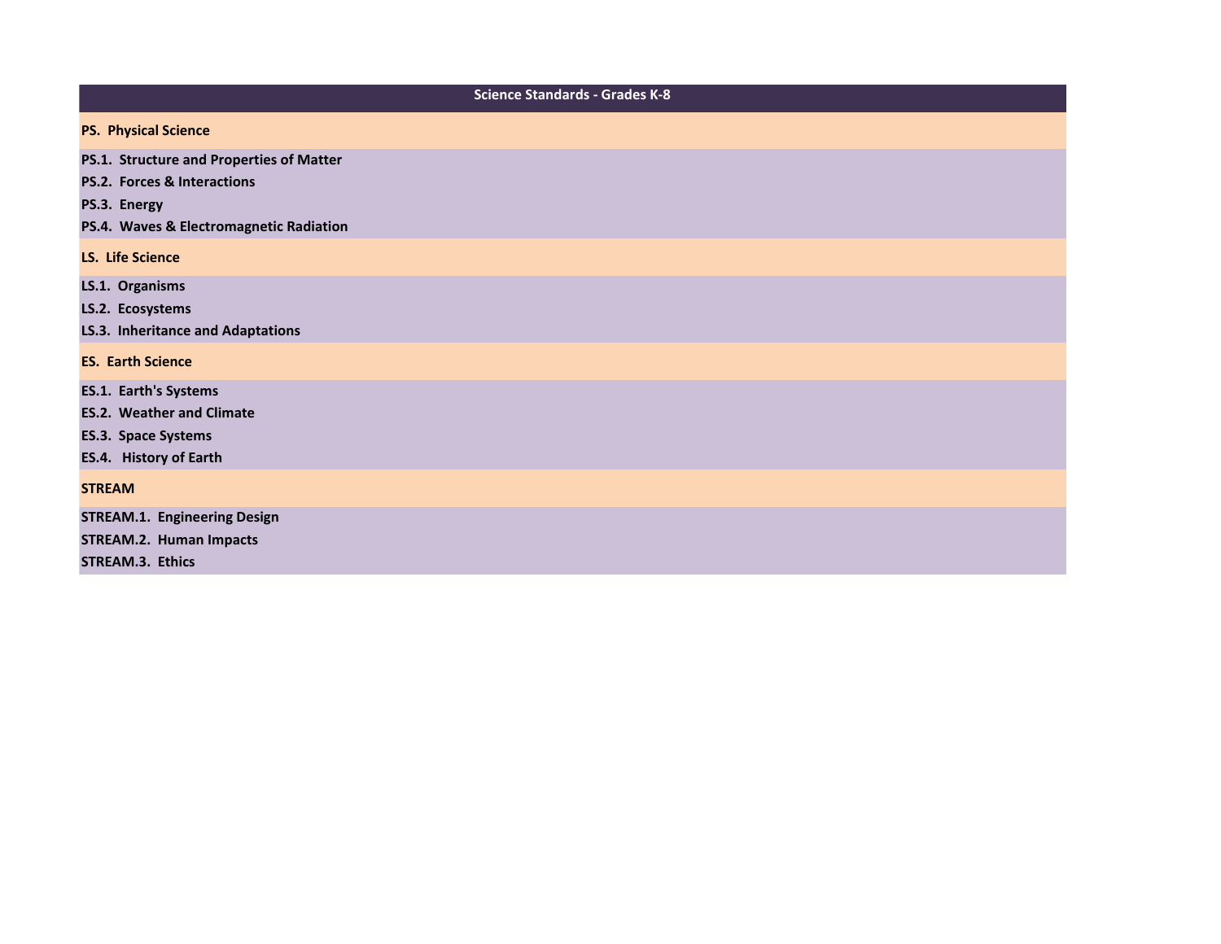# Science Standards - Grades K-8

## PS. Physical Science

**PS.1. Structure and Properties of Matter**

**PS.2. Forces & Interactions**

**PS.3. Energy**

**PS.4. Waves & Electromagnetic Radiation**

## LS. Life Science

**LS.1. Organisms**

**LS.2. Ecosystems**

**LS.3. Inheritance and Adaptations**

## ES. Earth Science

**ES.1. Earth's Systems**

**ES.2. Weather and Climate**

**ES.3. Space Systems**

**ES.4. History of Earth**

## STREAM

**STREAM.1. Engineering Design**

**STREAM.2. Human Impacts**

**STREAM.3. Ethics**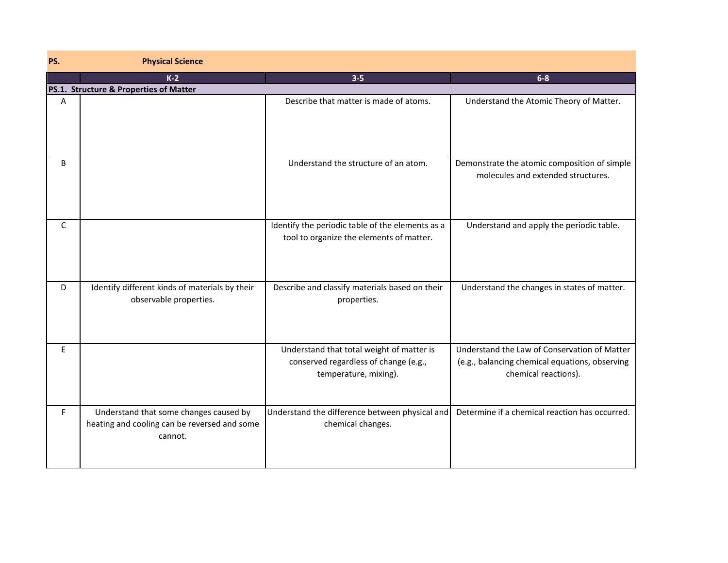| PS. | Physical Science | | |
|---|---|---|---|
| | **K-2** | **3-5** | **6-8** |
| **PS.1. Structure & Properties of Matter** | | | |
| A | | Describe that matter is made of atoms. | Understand the Atomic Theory of Matter. |
| B | | Understand the structure of an atom. | Demonstrate the atomic composition of simple molecules and extended structures. |
| C | | Identify the periodic table of the elements as a tool to organize the elements of matter. | Understand and apply the periodic table. |
| D | Identify different kinds of materials by their observable properties. | Describe and classify materials based on their properties. | Understand the changes in states of matter. |
| E | | Understand that total weight of matter is conserved regardless of change (e.g., temperature, mixing). | Understand the Law of Conservation of Matter (e.g., balancing chemical equations, observing chemical reactions). |
| F | Understand that some changes caused by heating and cooling can be reversed and some cannot. | Understand the difference between physical and chemical changes. | Determine if a chemical reaction has occurred. |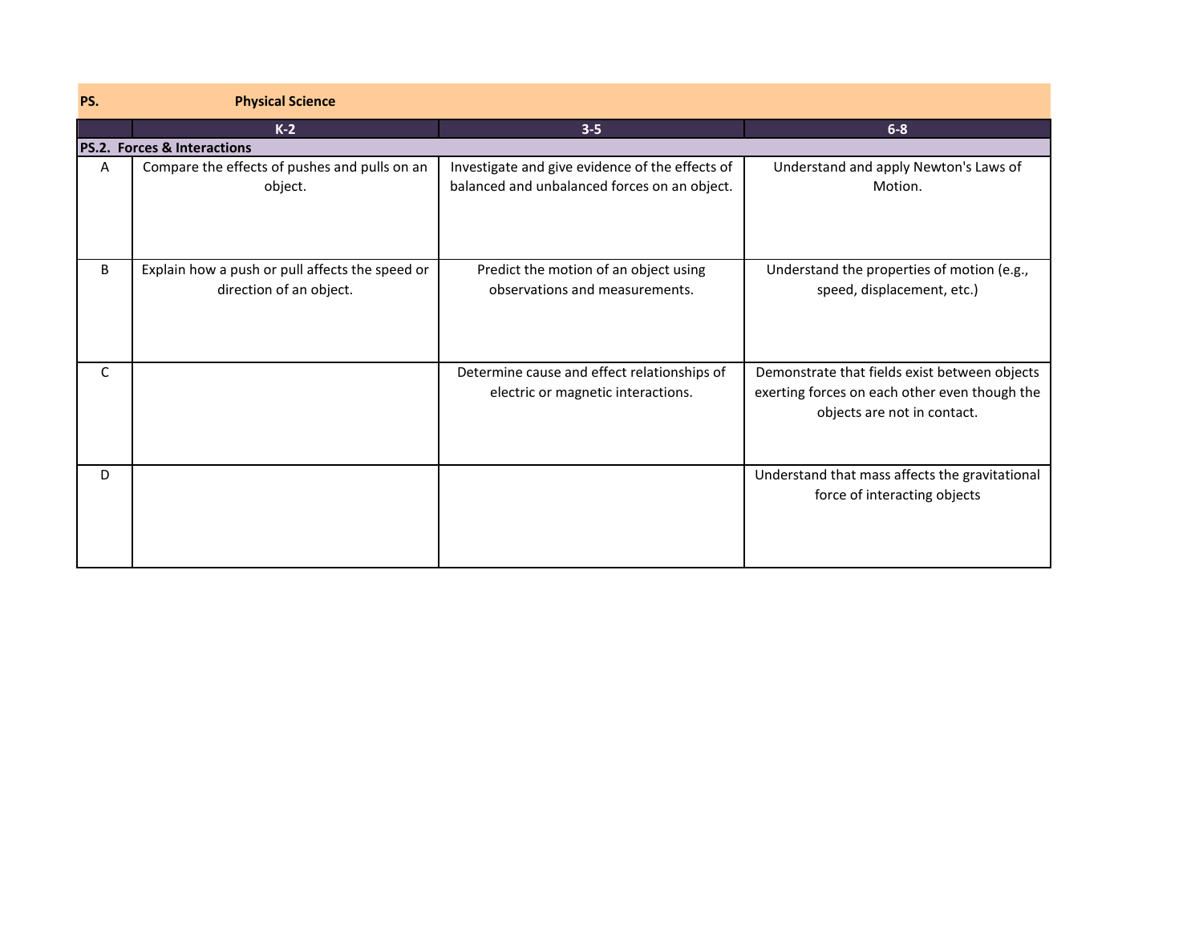## PS. Physical Science

| | K-2 | 3-5 | 6-8 |
|---|---|---|---|
| **PS.2. Forces & Interactions** | | | |
| A | Compare the effects of pushes and pulls on an object. | Investigate and give evidence of the effects of balanced and unbalanced forces on an object. | Understand and apply Newton's Laws of Motion. |
| B | Explain how a push or pull affects the speed or direction of an object. | Predict the motion of an object using observations and measurements. | Understand the properties of motion (e.g., speed, displacement, etc.) |
| C | | Determine cause and effect relationships of electric or magnetic interactions. | Demonstrate that fields exist between objects exerting forces on each other even though the objects are not in contact. |
| D | | | Understand that mass affects the gravitational force of interacting objects |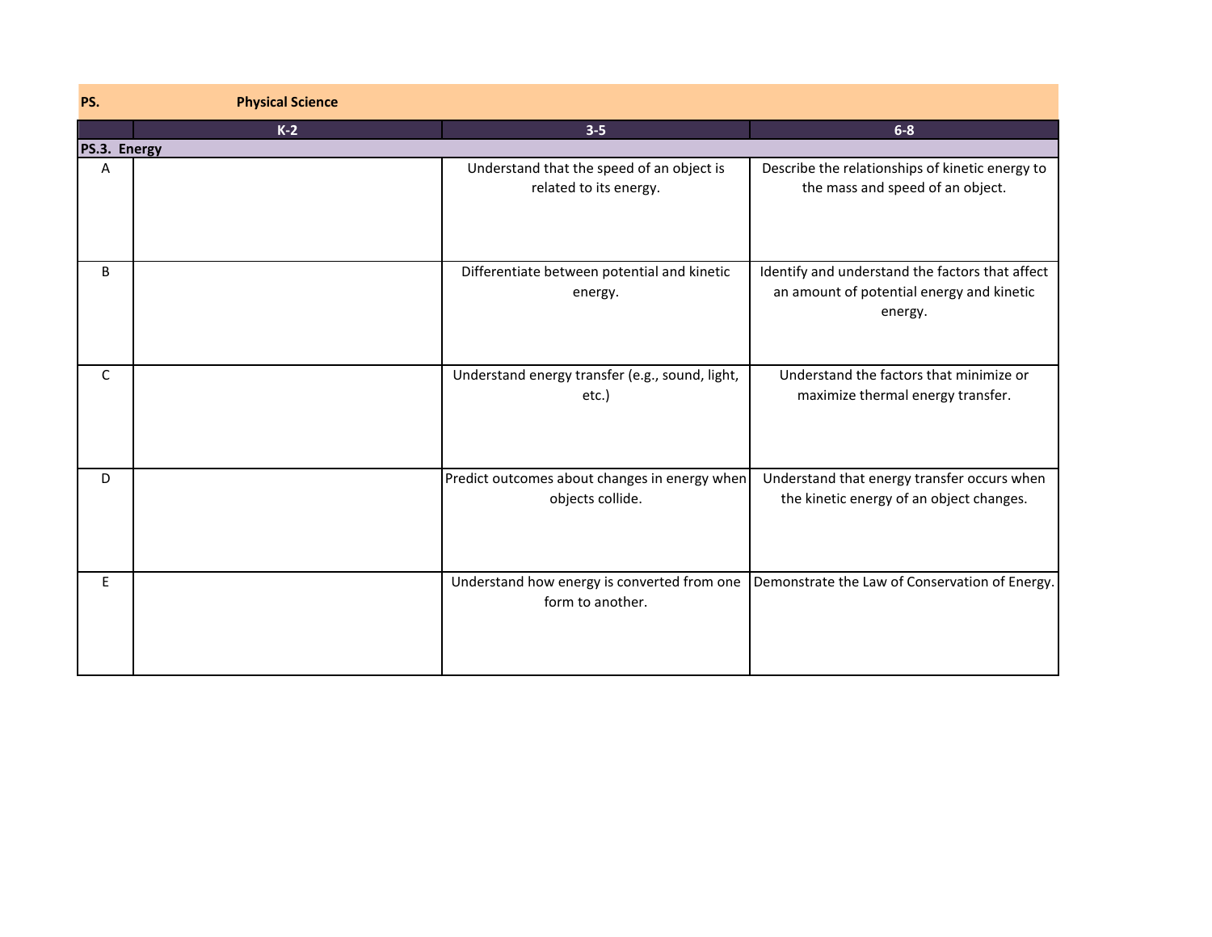| PS. | Physical Science | | |
|---|---|---|---|
| | **K-2** | **3-5** | **6-8** |
| **PS.3. Energy** | | | |
| A | | Understand that the speed of an object is related to its energy. | Describe the relationships of kinetic energy to the mass and speed of an object. |
| B | | Differentiate between potential and kinetic energy. | Identify and understand the factors that affect an amount of potential energy and kinetic energy. |
| C | | Understand energy transfer (e.g., sound, light, etc.) | Understand the factors that minimize or maximize thermal energy transfer. |
| D | | Predict outcomes about changes in energy when objects collide. | Understand that energy transfer occurs when the kinetic energy of an object changes. |
| E | | Understand how energy is converted from one form to another. | Demonstrate the Law of Conservation of Energy. |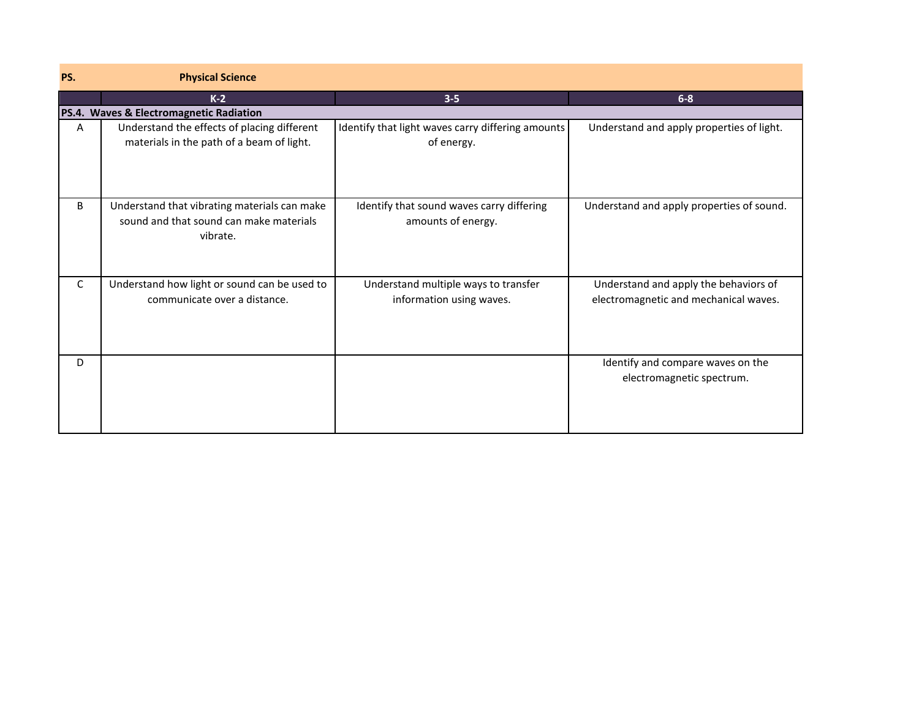| PS. | Physical Science | | |
|---|---|---|---|
| | **K-2** | **3-5** | **6-8** |
| **PS.4. Waves & Electromagnetic Radiation** | | | |
| A | Understand the effects of placing different materials in the path of a beam of light. | Identify that light waves carry differing amounts of energy. | Understand and apply properties of light. |
| B | Understand that vibrating materials can make sound and that sound can make materials vibrate. | Identify that sound waves carry differing amounts of energy. | Understand and apply properties of sound. |
| C | Understand how light or sound can be used to communicate over a distance. | Understand multiple ways to transfer information using waves. | Understand and apply the behaviors of electromagnetic and mechanical waves. |
| D | | | Identify and compare waves on the electromagnetic spectrum. |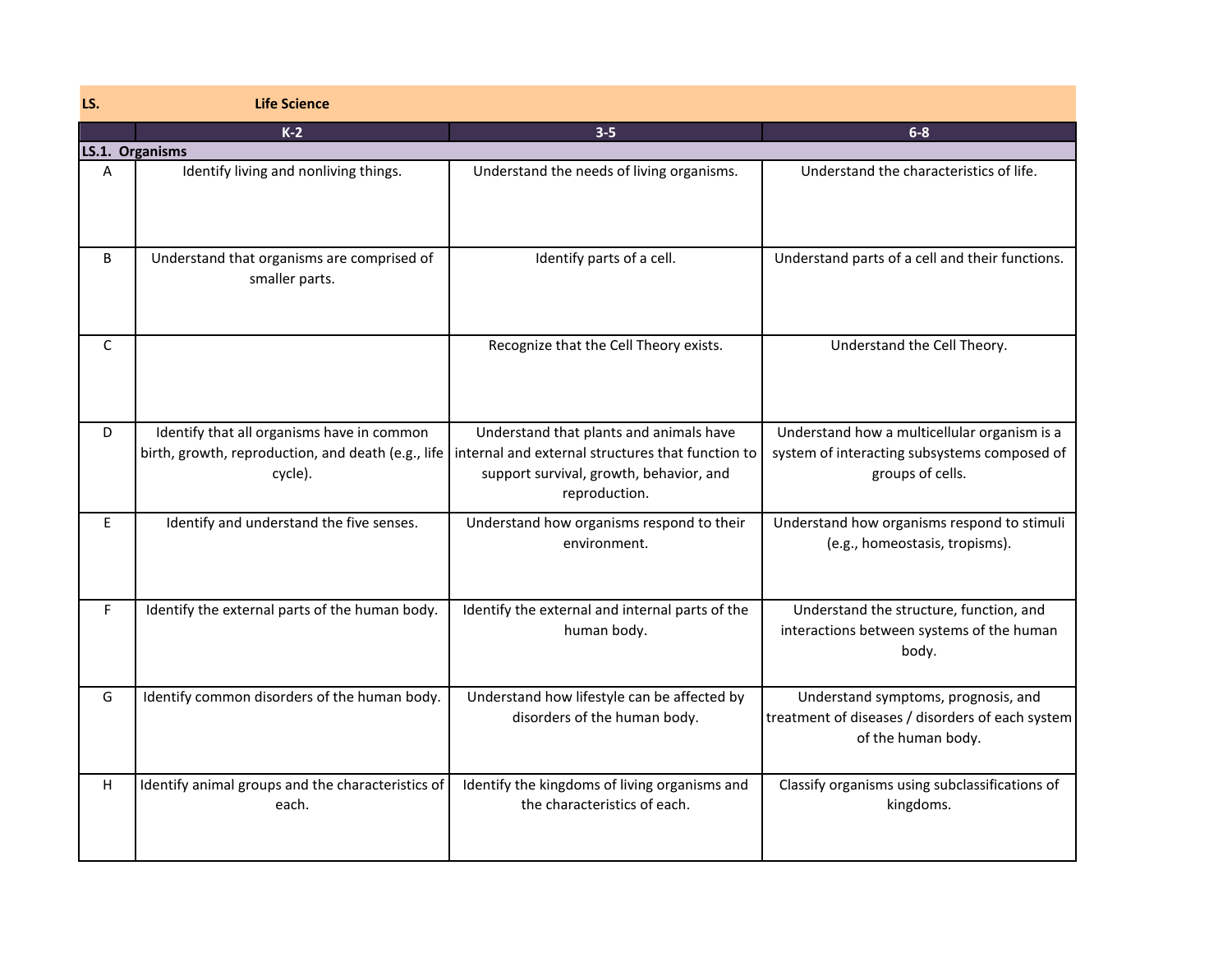| LS. | Life Science | | |
|---|---|---|---|
| | **K-2** | **3-5** | **6-8** |
| **LS.1. Organisms** | | | |
| A | Identify living and nonliving things. | Understand the needs of living organisms. | Understand the characteristics of life. |
| B | Understand that organisms are comprised of smaller parts. | Identify parts of a cell. | Understand parts of a cell and their functions. |
| C | | Recognize that the Cell Theory exists. | Understand the Cell Theory. |
| D | Identify that all organisms have in common birth, growth, reproduction, and death (e.g., life cycle). | Understand that plants and animals have internal and external structures that function to support survival, growth, behavior, and reproduction. | Understand how a multicellular organism is a system of interacting subsystems composed of groups of cells. |
| E | Identify and understand the five senses. | Understand how organisms respond to their environment. | Understand how organisms respond to stimuli (e.g., homeostasis, tropisms). |
| F | Identify the external parts of the human body. | Identify the external and internal parts of the human body. | Understand the structure, function, and interactions between systems of the human body. |
| G | Identify common disorders of the human body. | Understand how lifestyle can be affected by disorders of the human body. | Understand symptoms, prognosis, and treatment of diseases / disorders of each system of the human body. |
| H | Identify animal groups and the characteristics of each. | Identify the kingdoms of living organisms and the characteristics of each. | Classify organisms using subclassifications of kingdoms. |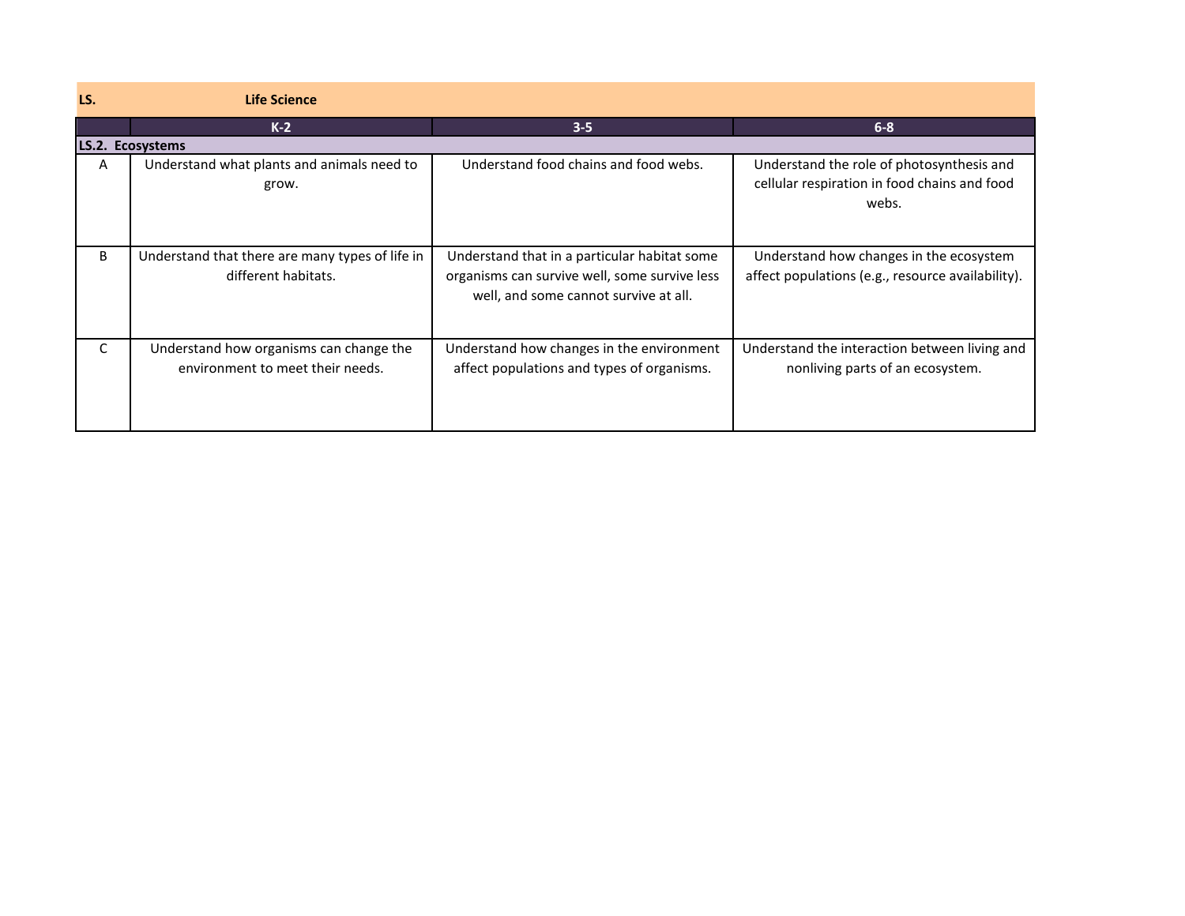| LS. | Life Science | | |
|---|---|---|---|
| | K-2 | 3-5 | 6-8 |
| **LS.2. Ecosystems** | | | |
| A | Understand what plants and animals need to grow. | Understand food chains and food webs. | Understand the role of photosynthesis and cellular respiration in food chains and food webs. |
| B | Understand that there are many types of life in different habitats. | Understand that in a particular habitat some organisms can survive well, some survive less well, and some cannot survive at all. | Understand how changes in the ecosystem affect populations (e.g., resource availability). |
| C | Understand how organisms can change the environment to meet their needs. | Understand how changes in the environment affect populations and types of organisms. | Understand the interaction between living and nonliving parts of an ecosystem. |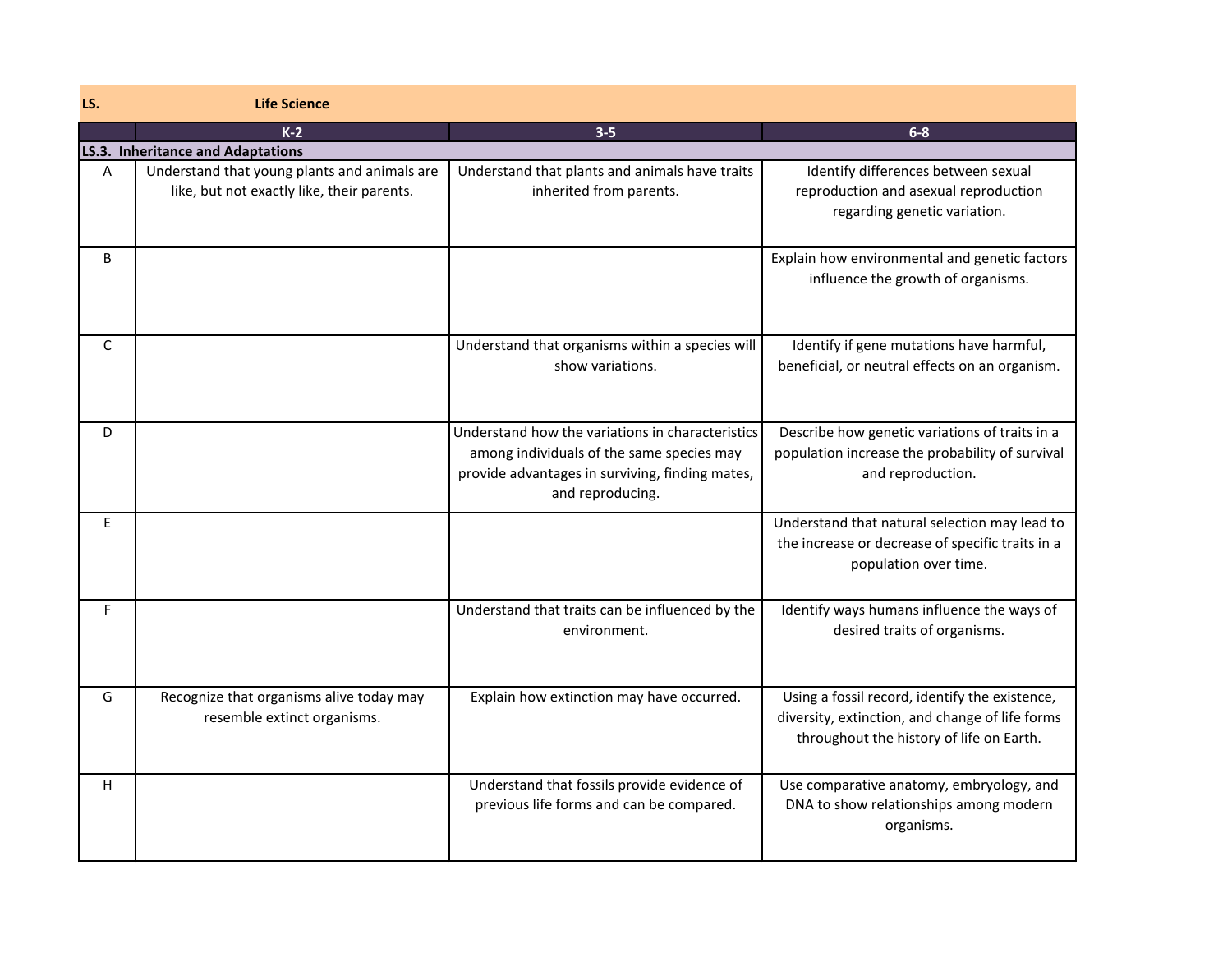| LS. | Life Science | | |
|---|---|---|---|
| | **K-2** | **3-5** | **6-8** |
| **LS.3. Inheritance and Adaptations** | | | |
| A | Understand that young plants and animals are like, but not exactly like, their parents. | Understand that plants and animals have traits inherited from parents. | Identify differences between sexual reproduction and asexual reproduction regarding genetic variation. |
| B | | | Explain how environmental and genetic factors influence the growth of organisms. |
| C | | Understand that organisms within a species will show variations. | Identify if gene mutations have harmful, beneficial, or neutral effects on an organism. |
| D | | Understand how the variations in characteristics among individuals of the same species may provide advantages in surviving, finding mates, and reproducing. | Describe how genetic variations of traits in a population increase the probability of survival and reproduction. |
| E | | | Understand that natural selection may lead to the increase or decrease of specific traits in a population over time. |
| F | | Understand that traits can be influenced by the environment. | Identify ways humans influence the ways of desired traits of organisms. |
| G | Recognize that organisms alive today may resemble extinct organisms. | Explain how extinction may have occurred. | Using a fossil record, identify the existence, diversity, extinction, and change of life forms throughout the history of life on Earth. |
| H | | Understand that fossils provide evidence of previous life forms and can be compared. | Use comparative anatomy, embryology, and DNA to show relationships among modern organisms. |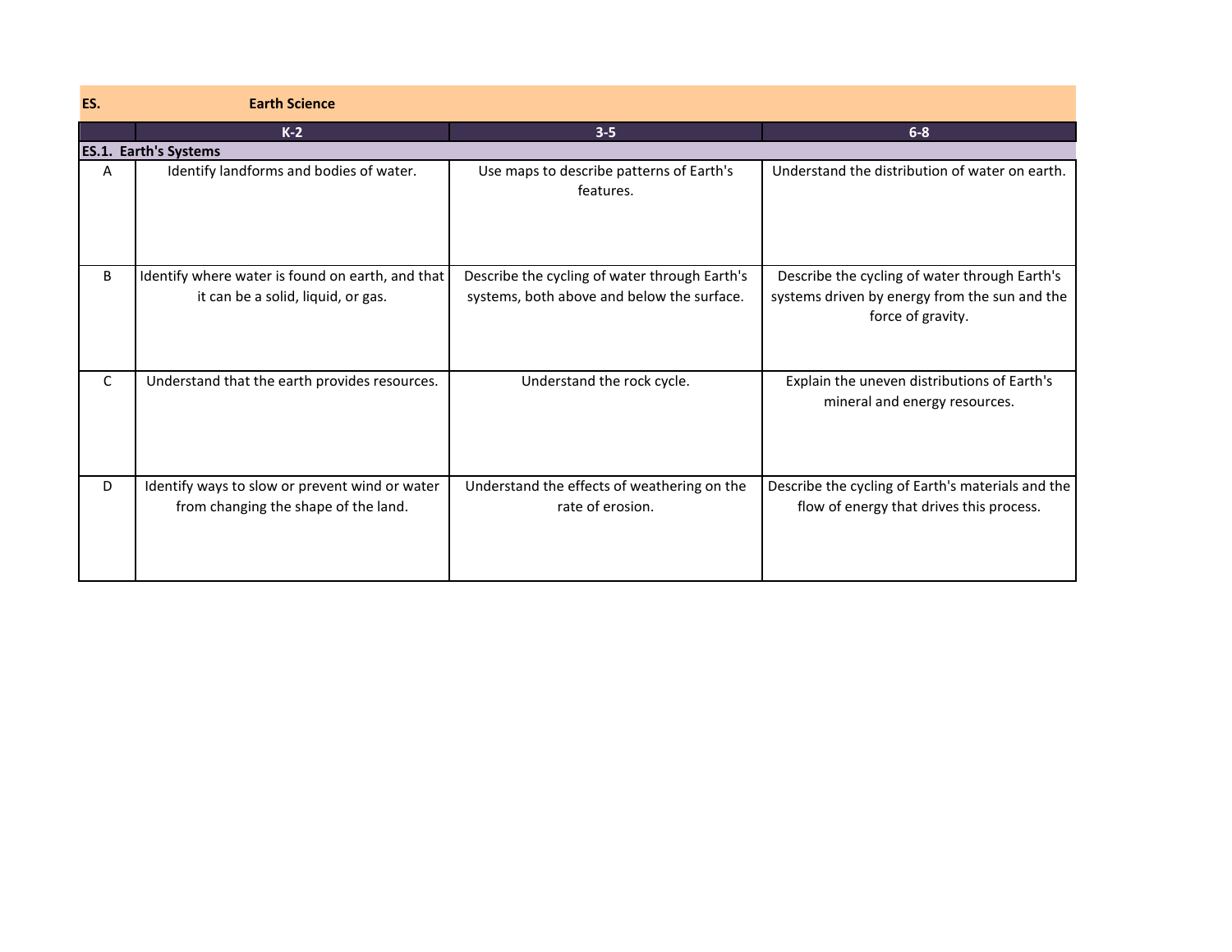| ES. | Earth Science | | |
|---|---|---|---|
| | **K-2** | **3-5** | **6-8** |
| **ES.1. Earth's Systems** | | | |
| A | Identify landforms and bodies of water. | Use maps to describe patterns of Earth's features. | Understand the distribution of water on earth. |
| B | Identify where water is found on earth, and that it can be a solid, liquid, or gas. | Describe the cycling of water through Earth's systems, both above and below the surface. | Describe the cycling of water through Earth's systems driven by energy from the sun and the force of gravity. |
| C | Understand that the earth provides resources. | Understand the rock cycle. | Explain the uneven distributions of Earth's mineral and energy resources. |
| D | Identify ways to slow or prevent wind or water from changing the shape of the land. | Understand the effects of weathering on the rate of erosion. | Describe the cycling of Earth's materials and the flow of energy that drives this process. |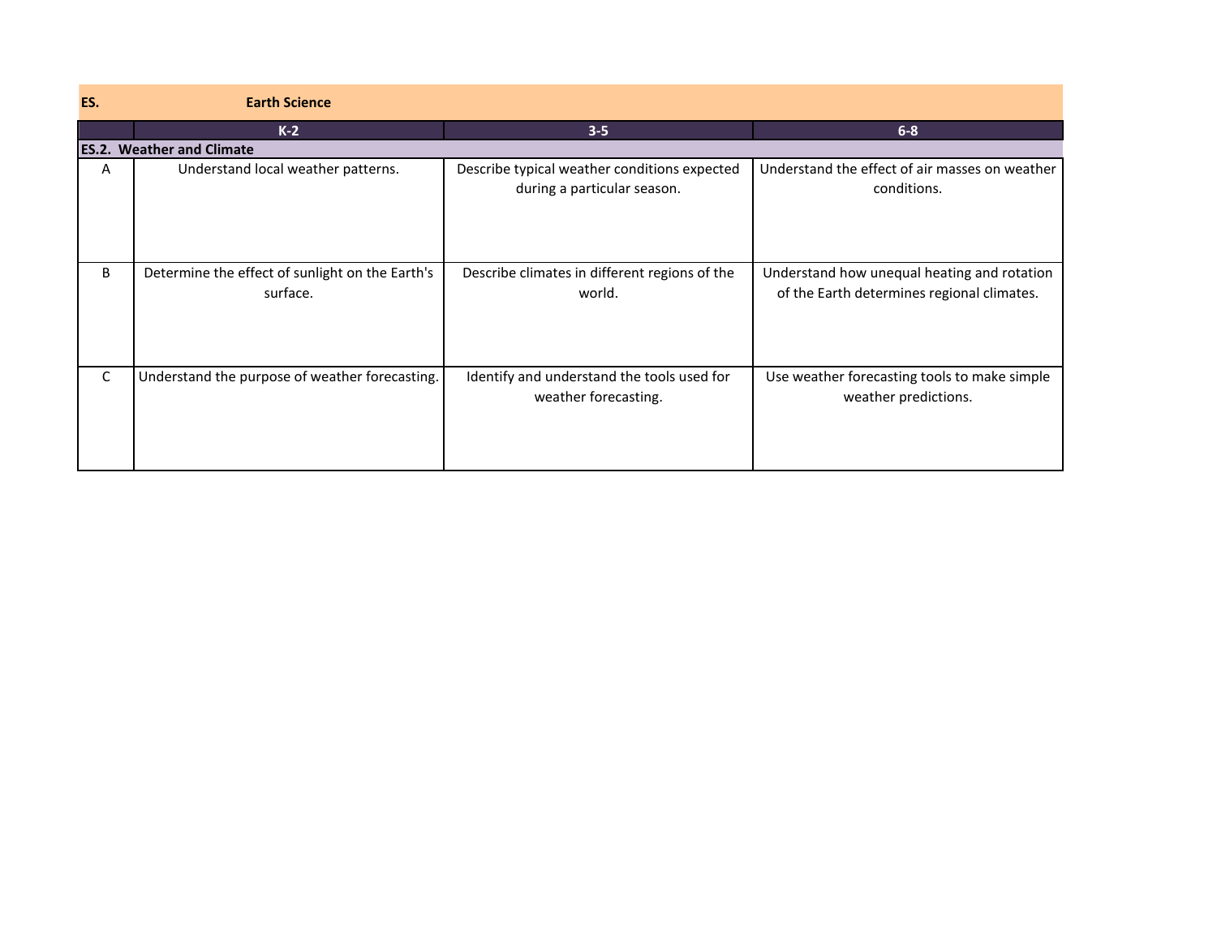| ES. | Earth Science | | |
|---|---|---|---|
| | **K-2** | **3-5** | **6-8** |
| **ES.2. Weather and Climate** | | | |
| A | Understand local weather patterns. | Describe typical weather conditions expected during a particular season. | Understand the effect of air masses on weather conditions. |
| B | Determine the effect of sunlight on the Earth's surface. | Describe climates in different regions of the world. | Understand how unequal heating and rotation of the Earth determines regional climates. |
| C | Understand the purpose of weather forecasting. | Identify and understand the tools used for weather forecasting. | Use weather forecasting tools to make simple weather predictions. |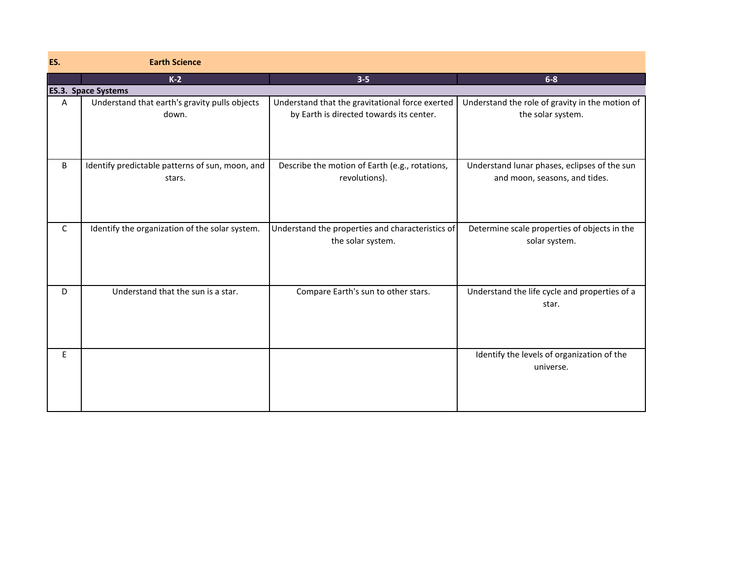| ES. | Earth Science | | |
|---|---|---|---|
| | **K-2** | **3-5** | **6-8** |
| **ES.3. Space Systems** | | | |
| A | Understand that earth's gravity pulls objects down. | Understand that the gravitational force exerted by Earth is directed towards its center. | Understand the role of gravity in the motion of the solar system. |
| B | Identify predictable patterns of sun, moon, and stars. | Describe the motion of Earth (e.g., rotations, revolutions). | Understand lunar phases, eclipses of the sun and moon, seasons, and tides. |
| C | Identify the organization of the solar system. | Understand the properties and characteristics of the solar system. | Determine scale properties of objects in the solar system. |
| D | Understand that the sun is a star. | Compare Earth's sun to other stars. | Understand the life cycle and properties of a star. |
| E | | | Identify the levels of organization of the universe. |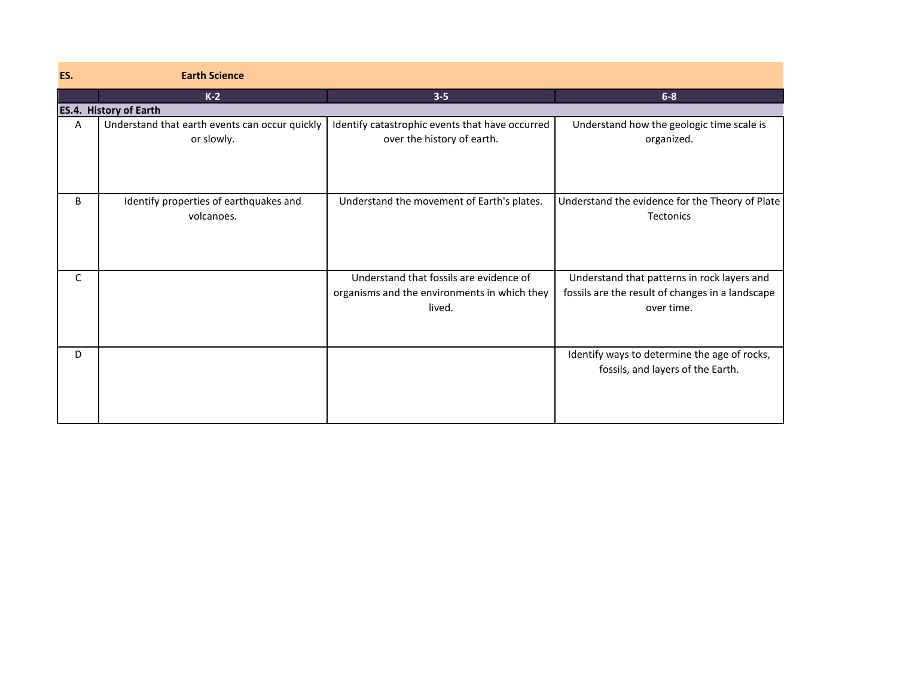| ES. | Earth Science | | |
|---|---|---|---|
| | **K-2** | **3-5** | **6-8** |
| **ES.4. History of Earth** | | | |
| A | Understand that earth events can occur quickly or slowly. | Identify catastrophic events that have occurred over the history of earth. | Understand how the geologic time scale is organized. |
| B | Identify properties of earthquakes and volcanoes. | Understand the movement of Earth's plates. | Understand the evidence for the Theory of Plate Tectonics |
| C | | Understand that fossils are evidence of organisms and the environments in which they lived. | Understand that patterns in rock layers and fossils are the result of changes in a landscape over time. |
| D | | | Identify ways to determine the age of rocks, fossils, and layers of the Earth. |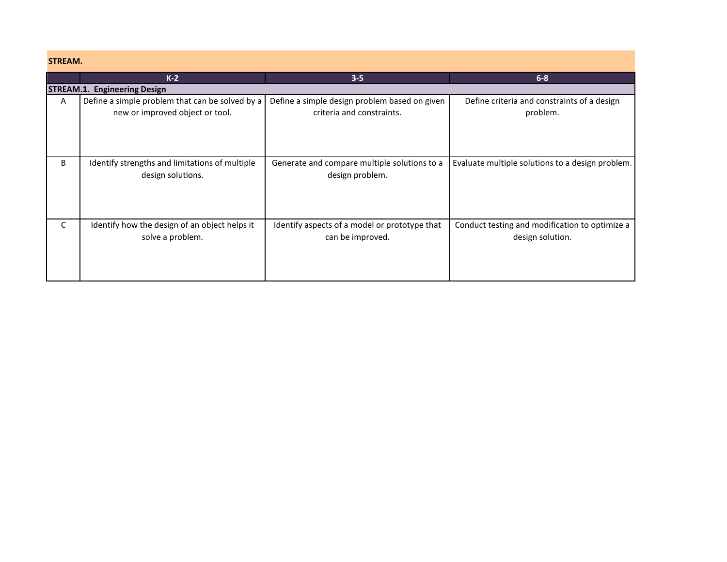**STREAM.**

| | K-2 | 3-5 | 6-8 |
|---|---|---|---|
| **STREAM.1. Engineering Design** | | | |
| A | Define a simple problem that can be solved by a new or improved object or tool. | Define a simple design problem based on given criteria and constraints. | Define criteria and constraints of a design problem. |
| B | Identify strengths and limitations of multiple design solutions. | Generate and compare multiple solutions to a design problem. | Evaluate multiple solutions to a design problem. |
| C | Identify how the design of an object helps it solve a problem. | Identify aspects of a model or prototype that can be improved. | Conduct testing and modification to optimize a design solution. |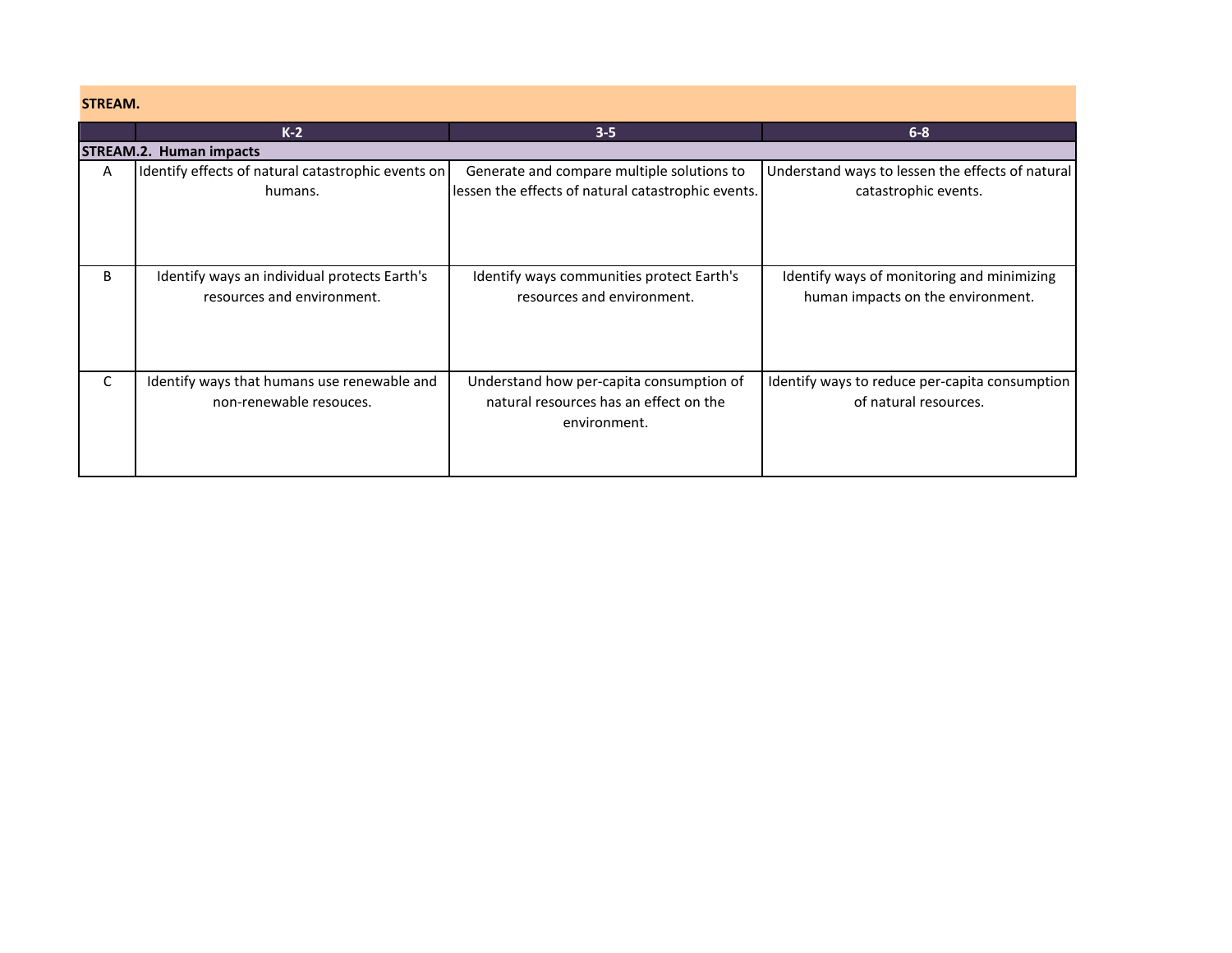**STREAM.**

| | K-2 | 3-5 | 6-8 |
|---|---|---|---|
| **STREAM.2. Human impacts** | | | |
| A | Identify effects of natural catastrophic events on humans. | Generate and compare multiple solutions to lessen the effects of natural catastrophic events. | Understand ways to lessen the effects of natural catastrophic events. |
| B | Identify ways an individual protects Earth's resources and environment. | Identify ways communities protect Earth's resources and environment. | Identify ways of monitoring and minimizing human impacts on the environment. |
| C | Identify ways that humans use renewable and non-renewable resouces. | Understand how per-capita consumption of natural resources has an effect on the environment. | Identify ways to reduce per-capita consumption of natural resources. |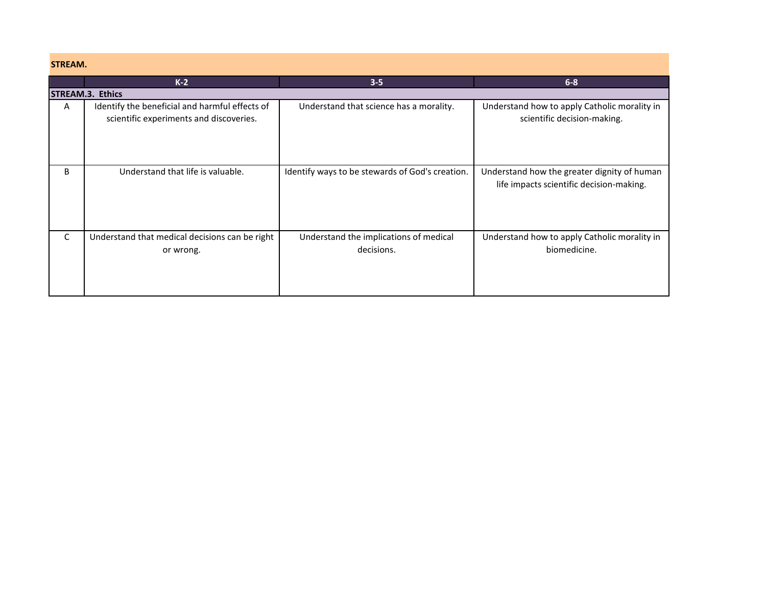**STREAM.**

| | K-2 | 3-5 | 6-8 |
|---|---|---|---|
| **STREAM.3. Ethics** | | | |
| A | Identify the beneficial and harmful effects of scientific experiments and discoveries. | Understand that science has a morality. | Understand how to apply Catholic morality in scientific decision-making. |
| B | Understand that life is valuable. | Identify ways to be stewards of God's creation. | Understand how the greater dignity of human life impacts scientific decision-making. |
| C | Understand that medical decisions can be right or wrong. | Understand the implications of medical decisions. | Understand how to apply Catholic morality in biomedicine. |